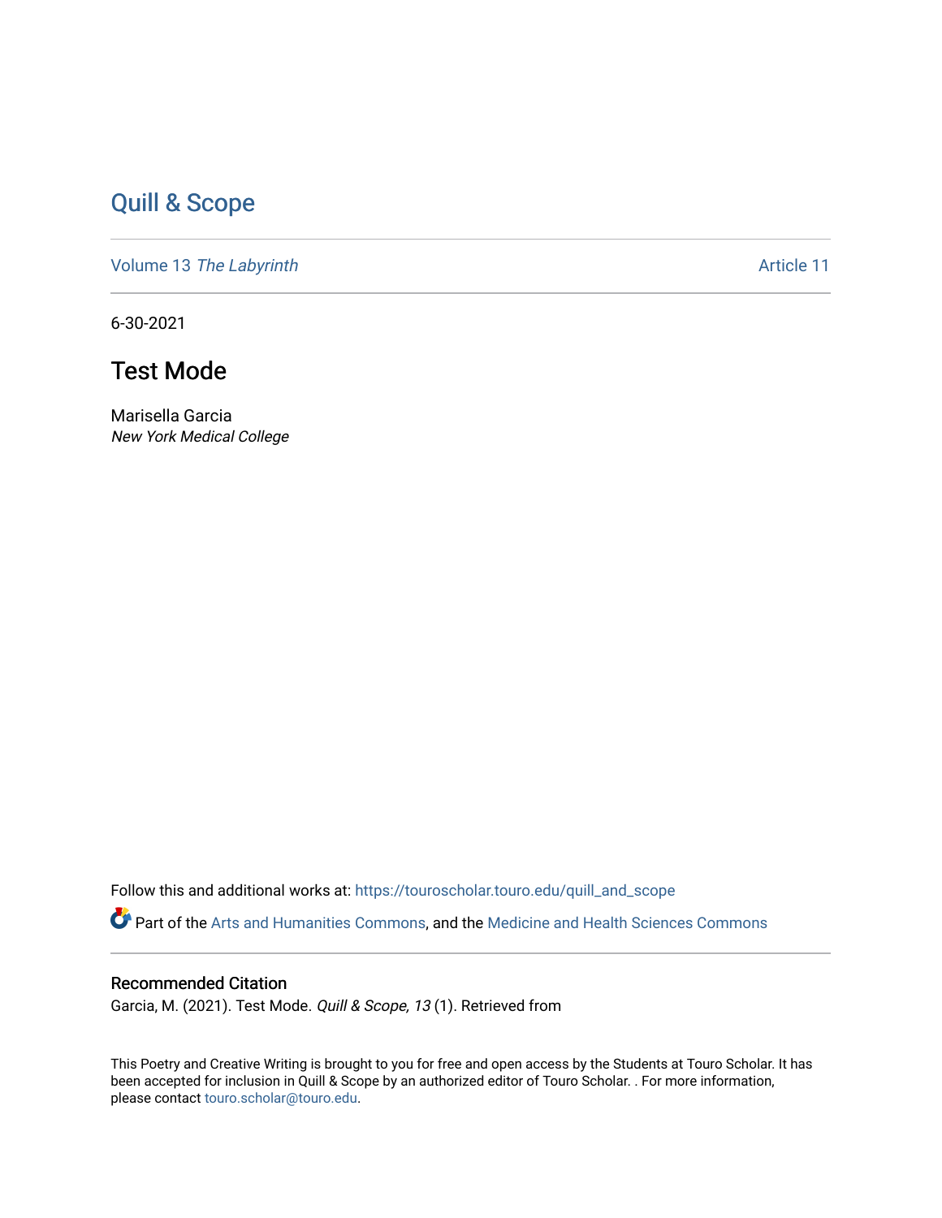# Quill & Scope

Volume 13 *The Labyrinth* Article 11

6-30-2021

## Test Mode

Marisella Garcia
*New York Medical College*

Follow this and additional works at: https://touroscholar.touro.edu/quill_and_scope

Part of the Arts and Humanities Commons, and the Medicine and Health Sciences Commons

### Recommended Citation

Garcia, M. (2021). Test Mode. *Quill & Scope, 13* (1). Retrieved from

This Poetry and Creative Writing is brought to you for free and open access by the Students at Touro Scholar. It has been accepted for inclusion in Quill & Scope by an authorized editor of Touro Scholar. . For more information, please contact touro.scholar@touro.edu.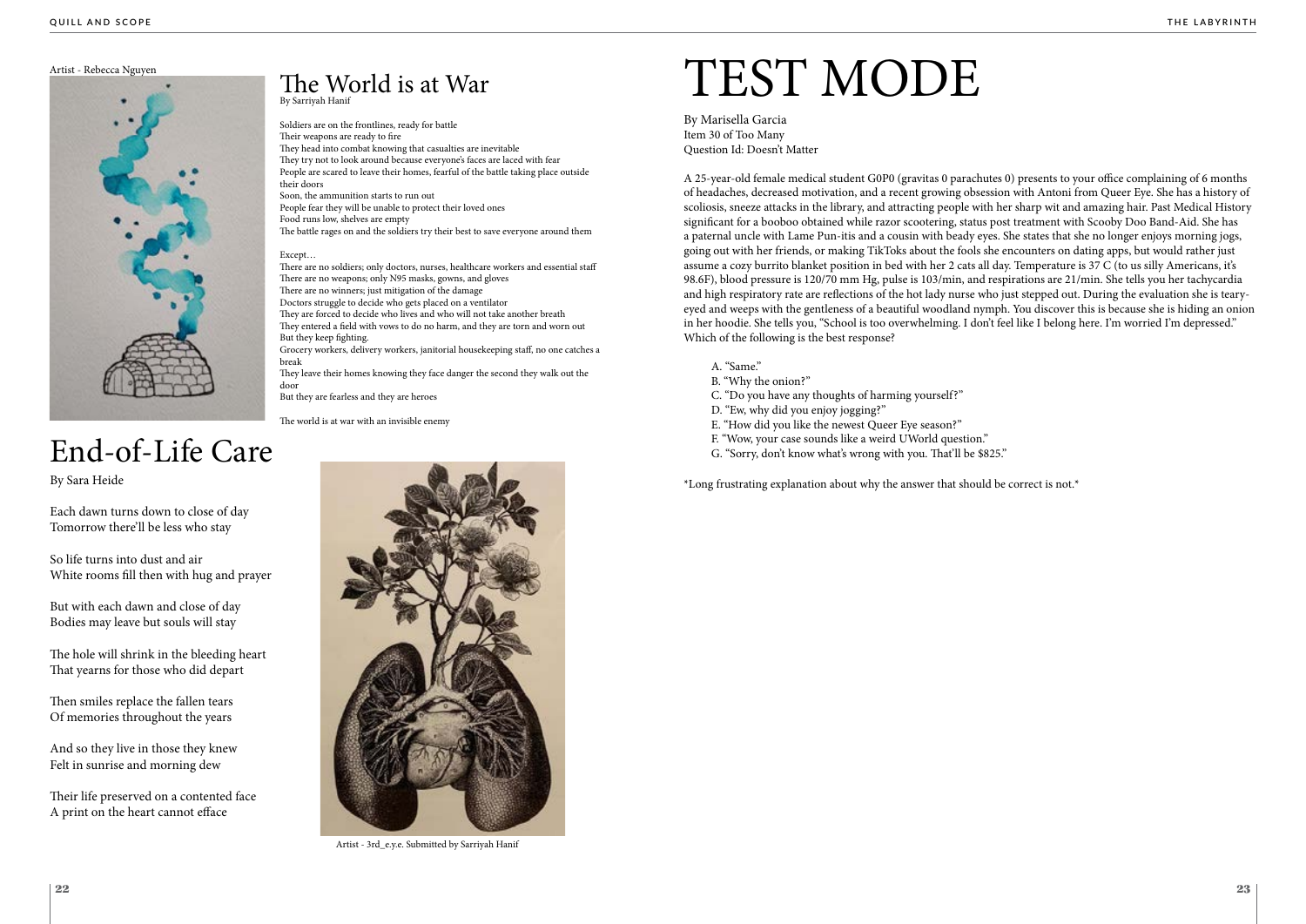Artist - Rebecca Nguyen

# The World is at War

By Sarriyah Hanif

Soldiers are on the frontlines, ready for battle
Their weapons are ready to fire
They head into combat knowing that casualties are inevitable
They try not to look around because everyone's faces are laced with fear
People are scared to leave their homes, fearful of the battle taking place outside their doors
Soon, the ammunition starts to run out
People fear they will be unable to protect their loved ones
Food runs low, shelves are empty
The battle rages on and the soldiers try their best to save everyone around them

Except…
There are no soldiers; only doctors, nurses, healthcare workers and essential staff
There are no weapons; only N95 masks, gowns, and gloves
There are no winners; just mitigation of the damage
Doctors struggle to decide who gets placed on a ventilator
They are forced to decide who lives and who will not take another breath
They entered a field with vows to do no harm, and they are torn and worn out
But they keep fighting.
Grocery workers, delivery workers, janitorial housekeeping staff, no one catches a break
They leave their homes knowing they face danger the second they walk out the door
But they are fearless and they are heroes

The world is at war with an invisible enemy

# End-of-Life Care

By Sara Heide

Each dawn turns down to close of day
Tomorrow there'll be less who stay

So life turns into dust and air
White rooms fill then with hug and prayer

But with each dawn and close of day
Bodies may leave but souls will stay

The hole will shrink in the bleeding heart
That yearns for those who did depart

Then smiles replace the fallen tears
Of memories throughout the years

And so they live in those they knew
Felt in sunrise and morning dew

Their life preserved on a contented face
A print on the heart cannot efface

Artist - 3rd_e.y.e. Submitted by Sarriyah Hanif

# TEST MODE

By Marisella Garcia
Item 30 of Too Many
Question Id: Doesn't Matter

A 25-year-old female medical student G0P0 (gravitas 0 parachutes 0) presents to your office complaining of 6 months of headaches, decreased motivation, and a recent growing obsession with Antoni from Queer Eye. She has a history of scoliosis, sneeze attacks in the library, and attracting people with her sharp wit and amazing hair. Past Medical History significant for a booboo obtained while razor scootering, status post treatment with Scooby Doo Band-Aid. She has a paternal uncle with Lame Pun-itis and a cousin with beady eyes. She states that she no longer enjoys morning jogs, going out with her friends, or making TikToks about the fools she encounters on dating apps, but would rather just assume a cozy burrito blanket position in bed with her 2 cats all day. Temperature is 37 C (to us silly Americans, it's 98.6F), blood pressure is 120/70 mm Hg, pulse is 103/min, and respirations are 21/min. She tells you her tachycardia and high respiratory rate are reflections of the hot lady nurse who just stepped out. During the evaluation she is teary-eyed and weeps with the gentleness of a beautiful woodland nymph. You discover this is because she is hiding an onion in her hoodie. She tells you, "School is too overwhelming. I don't feel like I belong here. I'm worried I'm depressed." Which of the following is the best response?

A. "Same."
B. "Why the onion?"
C. "Do you have any thoughts of harming yourself?"
D. "Ew, why did you enjoy jogging?"
E. "How did you like the newest Queer Eye season?"
F. "Wow, your case sounds like a weird UWorld question."
G. "Sorry, don't know what's wrong with you. That'll be $825."

*Long frustrating explanation about why the answer that should be correct is not.*